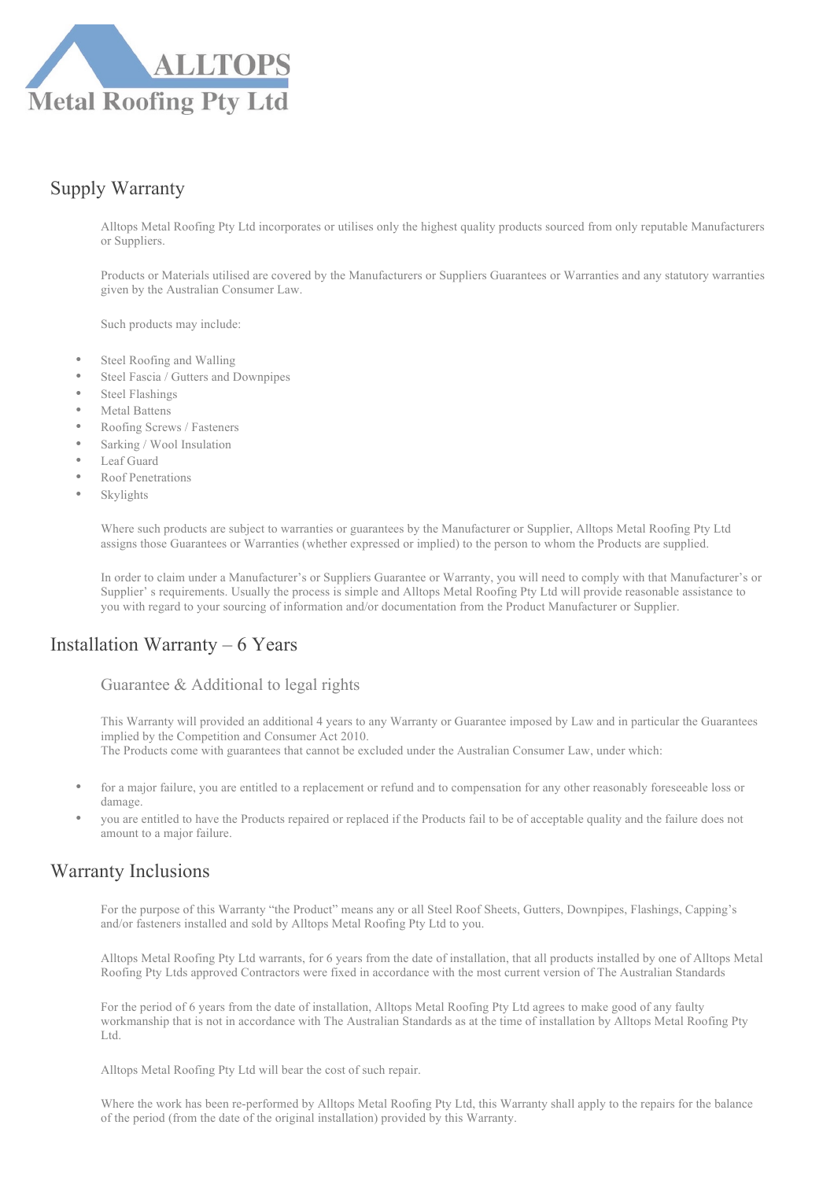# ALLTOPS Metal Roofing Pty Ltd

## Supply Warranty

Alltops Metal Roofing Pty Ltd incorporates or utilises only the highest quality products sourced from only reputable Manufacturers or Suppliers.

Products or Materials utilised are covered by the Manufacturers or Suppliers Guarantees or Warranties and any statutory warranties given by the Australian Consumer Law.

Such products may include:

- Steel Roofing and Walling
- Steel Fascia / Gutters and Downpipes
- Steel Flashings
- Metal Battens
- Roofing Screws / Fasteners
- Sarking / Wool Insulation
- Leaf Guard
- Roof Penetrations
- Skylights

Where such products are subject to warranties or guarantees by the Manufacturer or Supplier, Alltops Metal Roofing Pty Ltd assigns those Guarantees or Warranties (whether expressed or implied) to the person to whom the Products are supplied.

In order to claim under a Manufacturer's or Suppliers Guarantee or Warranty, you will need to comply with that Manufacturer's or Supplier' s requirements. Usually the process is simple and Alltops Metal Roofing Pty Ltd will provide reasonable assistance to you with regard to your sourcing of information and/or documentation from the Product Manufacturer or Supplier.

## Installation Warranty – 6 Years

### Guarantee & Additional to legal rights

This Warranty will provided an additional 4 years to any Warranty or Guarantee imposed by Law and in particular the Guarantees implied by the Competition and Consumer Act 2010.
The Products come with guarantees that cannot be excluded under the Australian Consumer Law, under which:

- for a major failure, you are entitled to a replacement or refund and to compensation for any other reasonably foreseeable loss or damage.
- you are entitled to have the Products repaired or replaced if the Products fail to be of acceptable quality and the failure does not amount to a major failure.

## Warranty Inclusions

For the purpose of this Warranty "the Product" means any or all Steel Roof Sheets, Gutters, Downpipes, Flashings, Capping's and/or fasteners installed and sold by Alltops Metal Roofing Pty Ltd to you.

Alltops Metal Roofing Pty Ltd warrants, for 6 years from the date of installation, that all products installed by one of Alltops Metal Roofing Pty Ltds approved Contractors were fixed in accordance with the most current version of The Australian Standards

For the period of 6 years from the date of installation, Alltops Metal Roofing Pty Ltd agrees to make good of any faulty workmanship that is not in accordance with The Australian Standards as at the time of installation by Alltops Metal Roofing Pty Ltd.

Alltops Metal Roofing Pty Ltd will bear the cost of such repair.

Where the work has been re-performed by Alltops Metal Roofing Pty Ltd, this Warranty shall apply to the repairs for the balance of the period (from the date of the original installation) provided by this Warranty.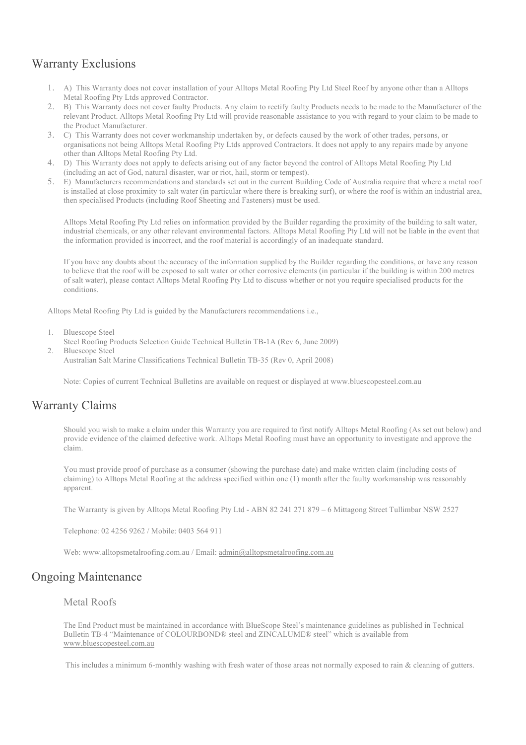## Warranty Exclusions

1. A) This Warranty does not cover installation of your Alltops Metal Roofing Pty Ltd Steel Roof by anyone other than a Alltops Metal Roofing Pty Ltds approved Contractor.
2. B) This Warranty does not cover faulty Products. Any claim to rectify faulty Products needs to be made to the Manufacturer of the relevant Product. Alltops Metal Roofing Pty Ltd will provide reasonable assistance to you with regard to your claim to be made to the Product Manufacturer.
3. C) This Warranty does not cover workmanship undertaken by, or defects caused by the work of other trades, persons, or organisations not being Alltops Metal Roofing Pty Ltds approved Contractors. It does not apply to any repairs made by anyone other than Alltops Metal Roofing Pty Ltd.
4. D) This Warranty does not apply to defects arising out of any factor beyond the control of Alltops Metal Roofing Pty Ltd (including an act of God, natural disaster, war or riot, hail, storm or tempest).
5. E) Manufacturers recommendations and standards set out in the current Building Code of Australia require that where a metal roof is installed at close proximity to salt water (in particular where there is breaking surf), or where the roof is within an industrial area, then specialised Products (including Roof Sheeting and Fasteners) must be used.

   Alltops Metal Roofing Pty Ltd relies on information provided by the Builder regarding the proximity of the building to salt water, industrial chemicals, or any other relevant environmental factors. Alltops Metal Roofing Pty Ltd will not be liable in the event that the information provided is incorrect, and the roof material is accordingly of an inadequate standard.

   If you have any doubts about the accuracy of the information supplied by the Builder regarding the conditions, or have any reason to believe that the roof will be exposed to salt water or other corrosive elements (in particular if the building is within 200 metres of salt water), please contact Alltops Metal Roofing Pty Ltd to discuss whether or not you require specialised products for the conditions.

Alltops Metal Roofing Pty Ltd is guided by the Manufacturers recommendations i.e.,

1. Bluescope Steel
   Steel Roofing Products Selection Guide Technical Bulletin TB-1A (Rev 6, June 2009)
2. Bluescope Steel
   Australian Salt Marine Classifications Technical Bulletin TB-35 (Rev 0, April 2008)

   Note: Copies of current Technical Bulletins are available on request or displayed at www.bluescopesteel.com.au

## Warranty Claims

Should you wish to make a claim under this Warranty you are required to first notify Alltops Metal Roofing (As set out below) and provide evidence of the claimed defective work. Alltops Metal Roofing must have an opportunity to investigate and approve the claim.

You must provide proof of purchase as a consumer (showing the purchase date) and make written claim (including costs of claiming) to Alltops Metal Roofing at the address specified within one (1) month after the faulty workmanship was reasonably apparent.

The Warranty is given by Alltops Metal Roofing Pty Ltd - ABN 82 241 271 879 – 6 Mittagong Street Tullimbar NSW 2527

Telephone: 02 4256 9262 / Mobile: 0403 564 911

Web: www.alltopsmetalroofing.com.au / Email: admin@alltopsmetalroofing.com.au

## Ongoing Maintenance

### Metal Roofs

The End Product must be maintained in accordance with BlueScope Steel's maintenance guidelines as published in Technical Bulletin TB-4 "Maintenance of COLOURBOND® steel and ZINCALUME® steel" which is available from www.bluescopesteel.com.au

This includes a minimum 6-monthly washing with fresh water of those areas not normally exposed to rain & cleaning of gutters.